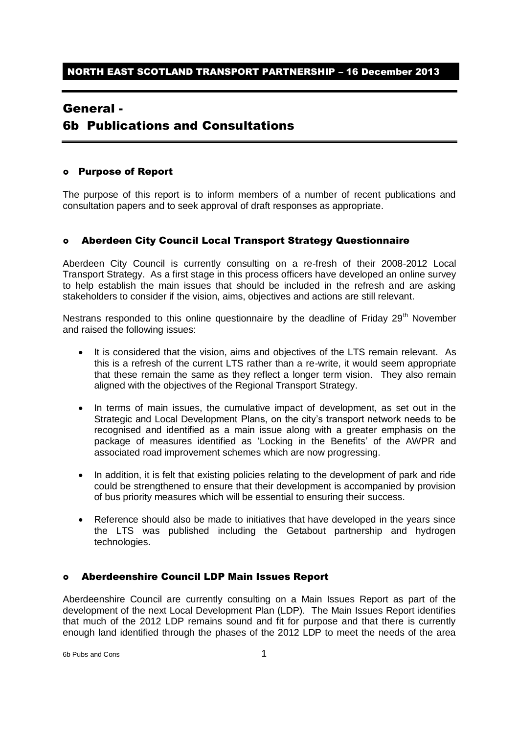NORTH EAST SCOTLAND TRANSPORT PARTNERSHIP – 16 December 2013

# General - 6b Publications and Consultations

## Purpose of Report

The purpose of this report is to inform members of a number of recent publications and consultation papers and to seek approval of draft responses as appropriate.

## Aberdeen City Council Local Transport Strategy Questionnaire

Aberdeen City Council is currently consulting on a re-fresh of their 2008-2012 Local Transport Strategy. As a first stage in this process officers have developed an online survey to help establish the main issues that should be included in the refresh and are asking stakeholders to consider if the vision, aims, objectives and actions are still relevant.

Nestrans responded to this online questionnaire by the deadline of Friday 29th November and raised the following issues:

- It is considered that the vision, aims and objectives of the LTS remain relevant. As this is a refresh of the current LTS rather than a re-write, it would seem appropriate that these remain the same as they reflect a longer term vision. They also remain aligned with the objectives of the Regional Transport Strategy.
- In terms of main issues, the cumulative impact of development, as set out in the Strategic and Local Development Plans, on the city's transport network needs to be recognised and identified as a main issue along with a greater emphasis on the package of measures identified as 'Locking in the Benefits' of the AWPR and associated road improvement schemes which are now progressing.
- In addition, it is felt that existing policies relating to the development of park and ride could be strengthened to ensure that their development is accompanied by provision of bus priority measures which will be essential to ensuring their success.
- Reference should also be made to initiatives that have developed in the years since the LTS was published including the Getabout partnership and hydrogen technologies.

## Aberdeenshire Council LDP Main Issues Report

Aberdeenshire Council are currently consulting on a Main Issues Report as part of the development of the next Local Development Plan (LDP). The Main Issues Report identifies that much of the 2012 LDP remains sound and fit for purpose and that there is currently enough land identified through the phases of the 2012 LDP to meet the needs of the area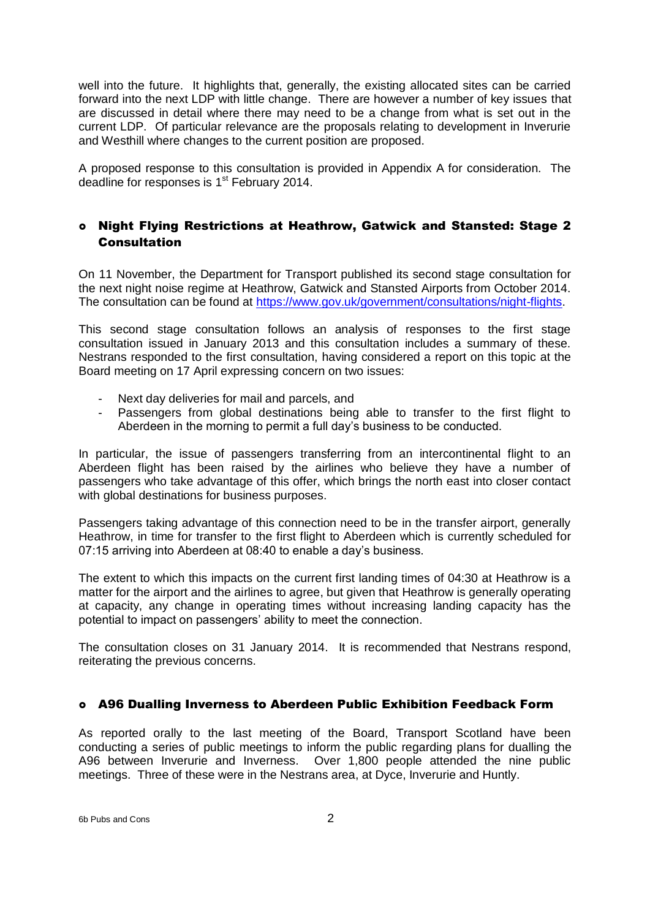well into the future. It highlights that, generally, the existing allocated sites can be carried forward into the next LDP with little change. There are however a number of key issues that are discussed in detail where there may need to be a change from what is set out in the current LDP. Of particular relevance are the proposals relating to development in Inverurie and Westhill where changes to the current position are proposed.

A proposed response to this consultation is provided in Appendix A for consideration. The deadline for responses is 1st February 2014.

- ### Night Flying Restrictions at Heathrow, Gatwick and Stansted: Stage 2 Consultation

On 11 November, the Department for Transport published its second stage consultation for the next night noise regime at Heathrow, Gatwick and Stansted Airports from October 2014. The consultation can be found at https://www.gov.uk/government/consultations/night-flights.

This second stage consultation follows an analysis of responses to the first stage consultation issued in January 2013 and this consultation includes a summary of these. Nestrans responded to the first consultation, having considered a report on this topic at the Board meeting on 17 April expressing concern on two issues:

- Next day deliveries for mail and parcels, and
- Passengers from global destinations being able to transfer to the first flight to Aberdeen in the morning to permit a full day's business to be conducted.

In particular, the issue of passengers transferring from an intercontinental flight to an Aberdeen flight has been raised by the airlines who believe they have a number of passengers who take advantage of this offer, which brings the north east into closer contact with global destinations for business purposes.

Passengers taking advantage of this connection need to be in the transfer airport, generally Heathrow, in time for transfer to the first flight to Aberdeen which is currently scheduled for 07:15 arriving into Aberdeen at 08:40 to enable a day's business.

The extent to which this impacts on the current first landing times of 04:30 at Heathrow is a matter for the airport and the airlines to agree, but given that Heathrow is generally operating at capacity, any change in operating times without increasing landing capacity has the potential to impact on passengers' ability to meet the connection.

The consultation closes on 31 January 2014. It is recommended that Nestrans respond, reiterating the previous concerns.

- ### A96 Dualling Inverness to Aberdeen Public Exhibition Feedback Form

As reported orally to the last meeting of the Board, Transport Scotland have been conducting a series of public meetings to inform the public regarding plans for dualling the A96 between Inverurie and Inverness. Over 1,800 people attended the nine public meetings. Three of these were in the Nestrans area, at Dyce, Inverurie and Huntly.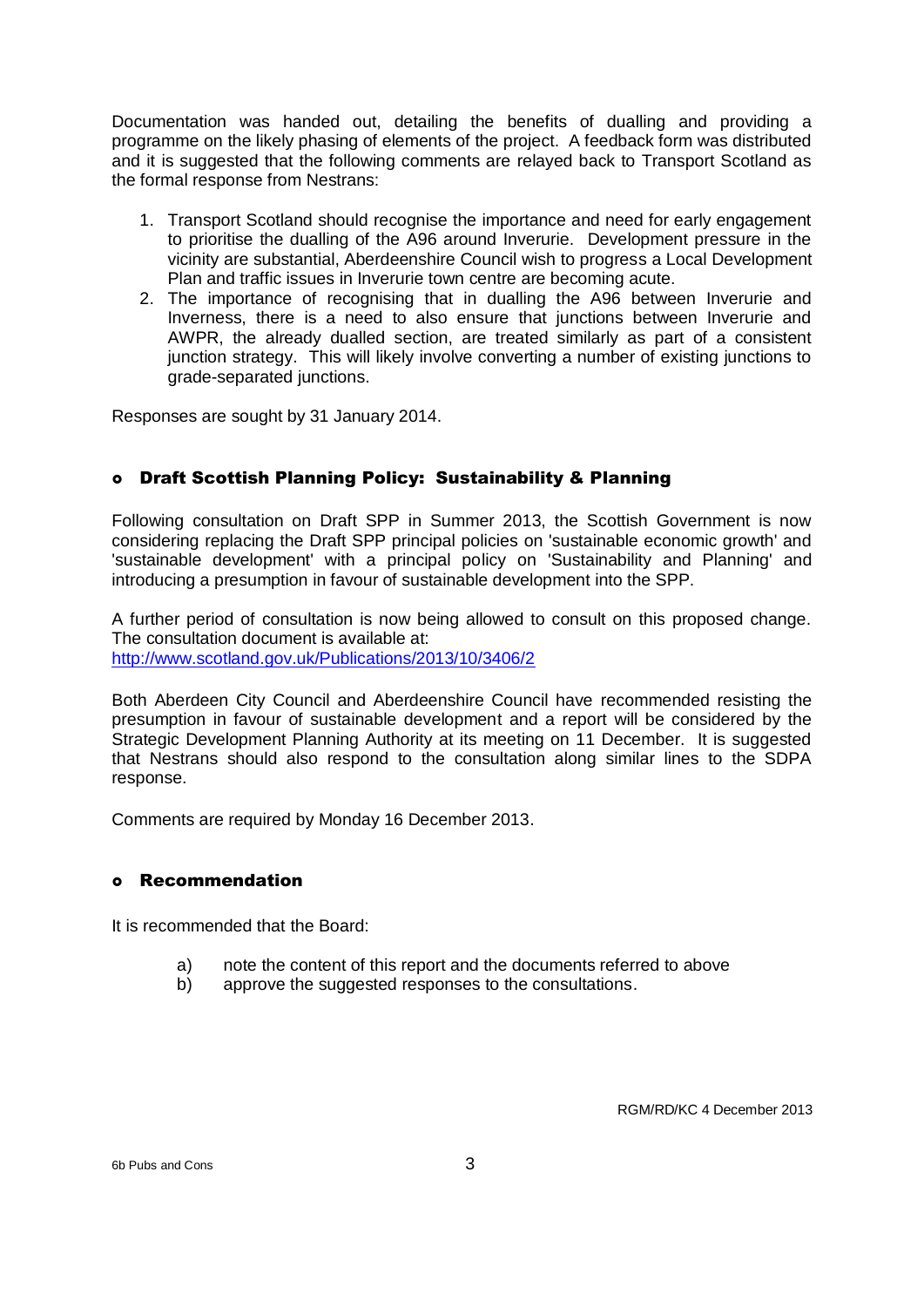Documentation was handed out, detailing the benefits of dualling and providing a programme on the likely phasing of elements of the project. A feedback form was distributed and it is suggested that the following comments are relayed back to Transport Scotland as the formal response from Nestrans:

1. Transport Scotland should recognise the importance and need for early engagement to prioritise the dualling of the A96 around Inverurie. Development pressure in the vicinity are substantial, Aberdeenshire Council wish to progress a Local Development Plan and traffic issues in Inverurie town centre are becoming acute.
2. The importance of recognising that in dualling the A96 between Inverurie and Inverness, there is a need to also ensure that junctions between Inverurie and AWPR, the already dualled section, are treated similarly as part of a consistent junction strategy. This will likely involve converting a number of existing junctions to grade-separated junctions.

Responses are sought by 31 January 2014.

## Draft Scottish Planning Policy: Sustainability & Planning

Following consultation on Draft SPP in Summer 2013, the Scottish Government is now considering replacing the Draft SPP principal policies on 'sustainable economic growth' and 'sustainable development' with a principal policy on 'Sustainability and Planning' and introducing a presumption in favour of sustainable development into the SPP.

A further period of consultation is now being allowed to consult on this proposed change. The consultation document is available at:
http://www.scotland.gov.uk/Publications/2013/10/3406/2

Both Aberdeen City Council and Aberdeenshire Council have recommended resisting the presumption in favour of sustainable development and a report will be considered by the Strategic Development Planning Authority at its meeting on 11 December. It is suggested that Nestrans should also respond to the consultation along similar lines to the SDPA response.

Comments are required by Monday 16 December 2013.

## Recommendation

It is recommended that the Board:

a) note the content of this report and the documents referred to above
b) approve the suggested responses to the consultations.

RGM/RD/KC 4 December 2013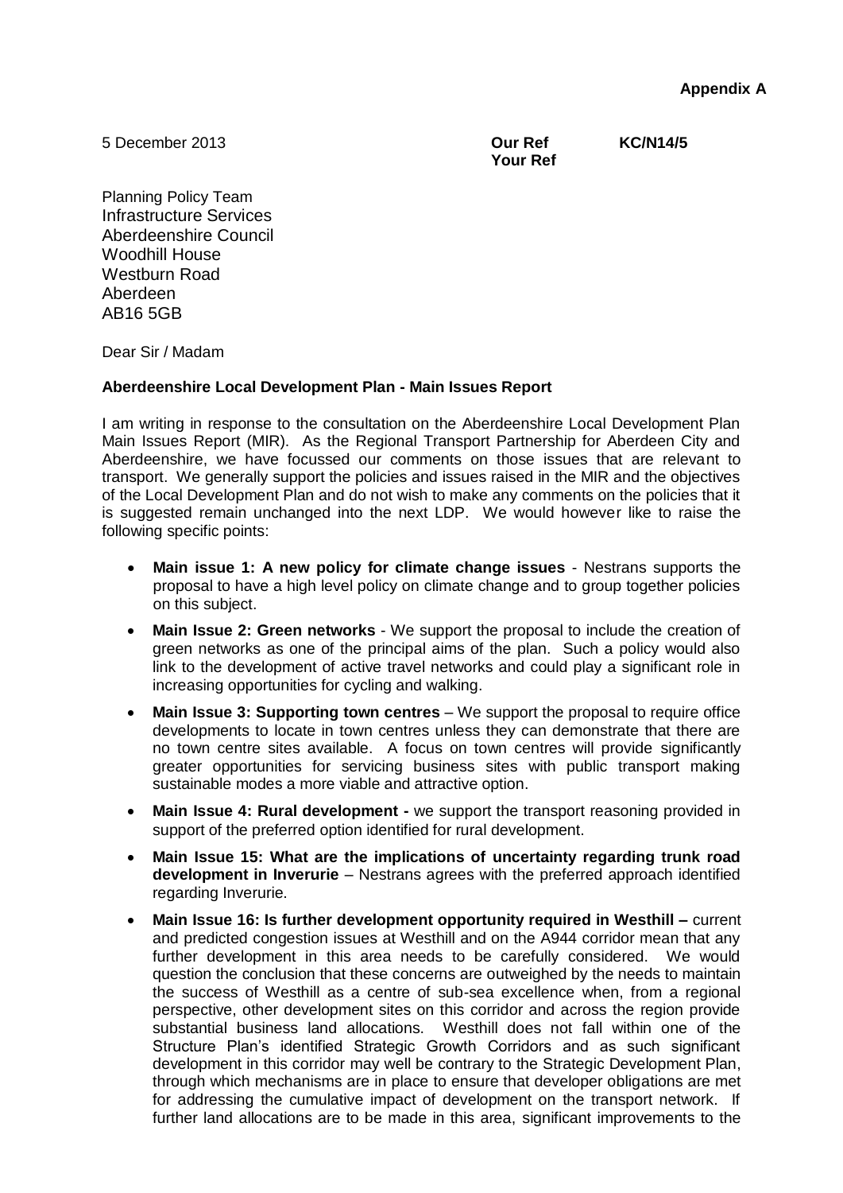**Appendix A**

5 December 2013

**Our Ref** KC/N14/5
**Your Ref**

Planning Policy Team
Infrastructure Services
Aberdeenshire Council
Woodhill House
Westburn Road
Aberdeen
AB16 5GB

Dear Sir / Madam

**Aberdeenshire Local Development Plan - Main Issues Report**

I am writing in response to the consultation on the Aberdeenshire Local Development Plan Main Issues Report (MIR). As the Regional Transport Partnership for Aberdeen City and Aberdeenshire, we have focussed our comments on those issues that are relevant to transport. We generally support the policies and issues raised in the MIR and the objectives of the Local Development Plan and do not wish to make any comments on the policies that it is suggested remain unchanged into the next LDP. We would however like to raise the following specific points:

- **Main issue 1: A new policy for climate change issues** - Nestrans supports the proposal to have a high level policy on climate change and to group together policies on this subject.
- **Main Issue 2: Green networks** - We support the proposal to include the creation of green networks as one of the principal aims of the plan. Such a policy would also link to the development of active travel networks and could play a significant role in increasing opportunities for cycling and walking.
- **Main Issue 3: Supporting town centres** – We support the proposal to require office developments to locate in town centres unless they can demonstrate that there are no town centre sites available. A focus on town centres will provide significantly greater opportunities for servicing business sites with public transport making sustainable modes a more viable and attractive option.
- **Main Issue 4: Rural development -** we support the transport reasoning provided in support of the preferred option identified for rural development.
- **Main Issue 15: What are the implications of uncertainty regarding trunk road development in Inverurie** – Nestrans agrees with the preferred approach identified regarding Inverurie.
- **Main Issue 16: Is further development opportunity required in Westhill –** current and predicted congestion issues at Westhill and on the A944 corridor mean that any further development in this area needs to be carefully considered. We would question the conclusion that these concerns are outweighed by the needs to maintain the success of Westhill as a centre of sub-sea excellence when, from a regional perspective, other development sites on this corridor and across the region provide substantial business land allocations. Westhill does not fall within one of the Structure Plan's identified Strategic Growth Corridors and as such significant development in this corridor may well be contrary to the Strategic Development Plan, through which mechanisms are in place to ensure that developer obligations are met for addressing the cumulative impact of development on the transport network. If further land allocations are to be made in this area, significant improvements to the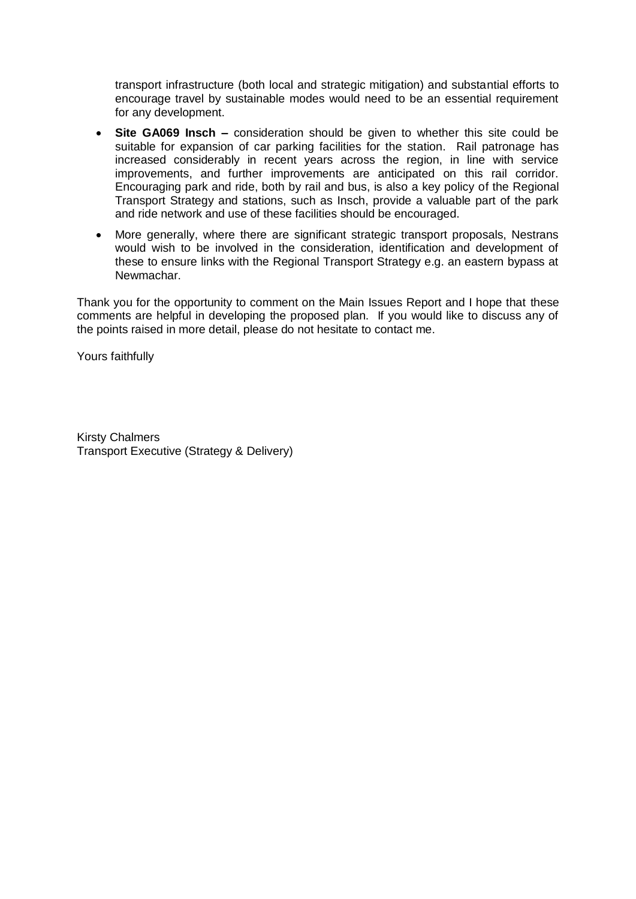transport infrastructure (both local and strategic mitigation) and substantial efforts to encourage travel by sustainable modes would need to be an essential requirement for any development.

- **Site GA069 Insch –** consideration should be given to whether this site could be suitable for expansion of car parking facilities for the station. Rail patronage has increased considerably in recent years across the region, in line with service improvements, and further improvements are anticipated on this rail corridor. Encouraging park and ride, both by rail and bus, is also a key policy of the Regional Transport Strategy and stations, such as Insch, provide a valuable part of the park and ride network and use of these facilities should be encouraged.
- More generally, where there are significant strategic transport proposals, Nestrans would wish to be involved in the consideration, identification and development of these to ensure links with the Regional Transport Strategy e.g. an eastern bypass at Newmachar.

Thank you for the opportunity to comment on the Main Issues Report and I hope that these comments are helpful in developing the proposed plan. If you would like to discuss any of the points raised in more detail, please do not hesitate to contact me.

Yours faithfully

Kirsty Chalmers
Transport Executive (Strategy & Delivery)